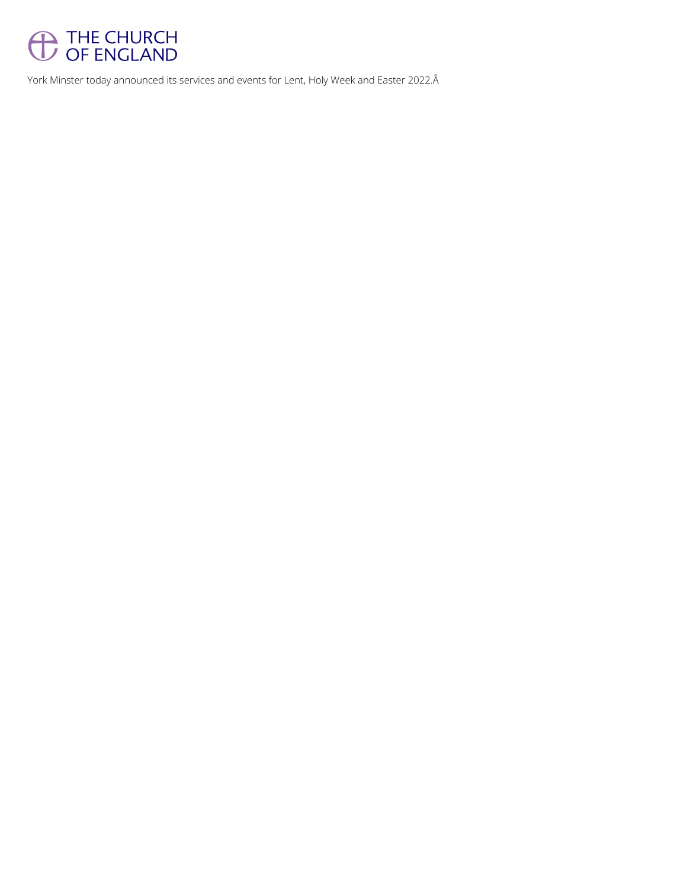York Minster today announced its services and events for Lent, Holy Week and Easter 2022.Â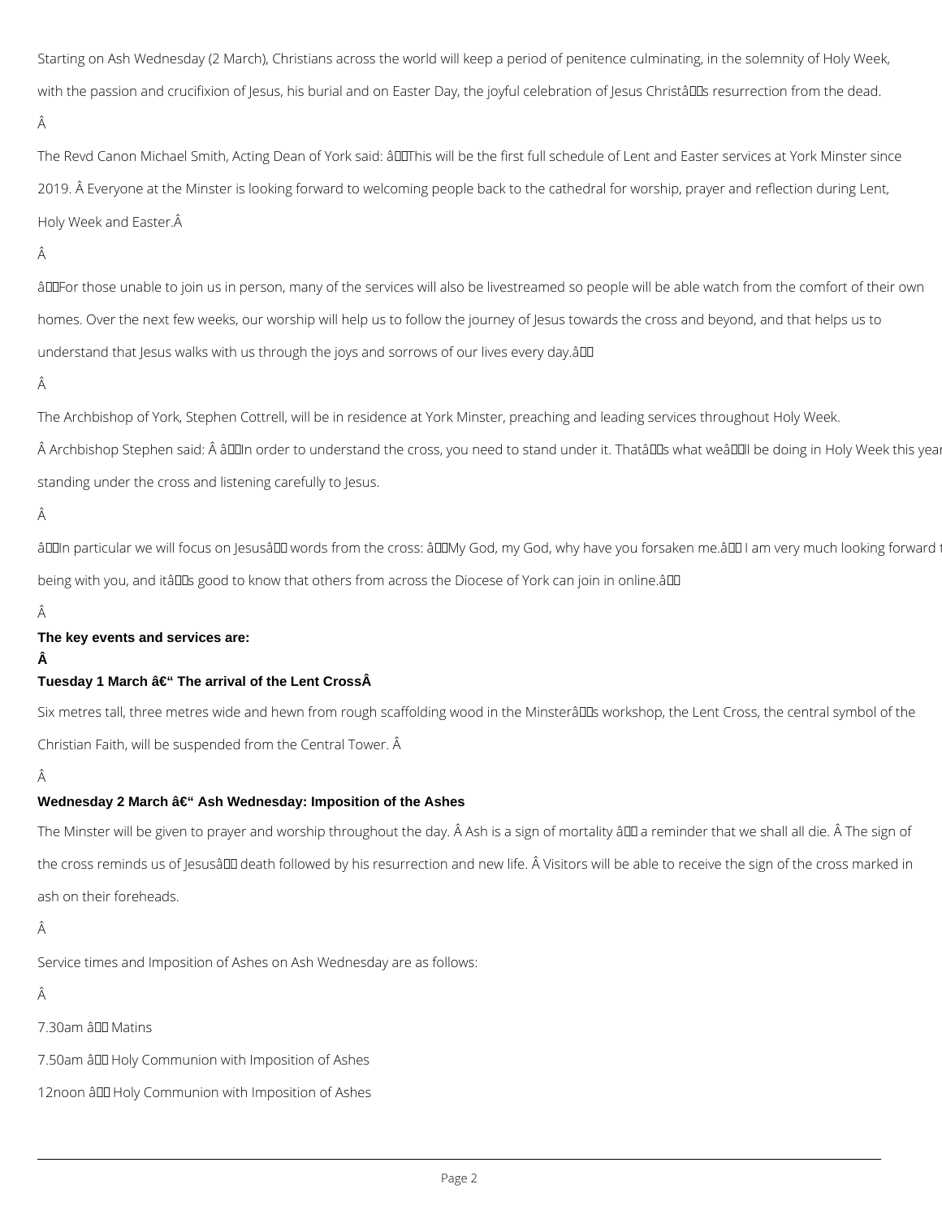Starting on Ash Wednesday (2 March), Christians across the world will keep a period of penitence culminating, in the solemnity of Holy Week, with the passion and crucifixion of Jesus, his burial and on Easter Day, the joyful celebration of Jesus Christ's resurrection from the dead.

The Revd Canon Michael Smith, Acting Dean of York said: "This will be the first full schedule of Lent and Easter services at York Minster since 2019. Everyone at the Minster is looking forward to welcoming people back to the cathedral for worship, prayer and reflection during Lent, Holy Week and Easter.

"For those unable to join us in person, many of the services will also be livestreamed so people will be able watch from the comfort of their own homes. Over the next few weeks, our worship will help us to follow the journey of Jesus towards the cross and beyond, and that helps us to understand that Jesus walks with us through the joys and sorrows of our lives every day."

The Archbishop of York, Stephen Cottrell, will be in residence at York Minster, preaching and leading services throughout Holy Week.

Archbishop Stephen said: "In order to understand the cross, you need to stand under it. That's what we'll be doing in Holy Week this year standing under the cross and listening carefully to Jesus.

"In particular we will focus on Jesus' words from the cross: 'My God, my God, why have you forsaken me.' I am very much looking forward to being with you, and it's good to know that others from across the Diocese of York can join in online."

**The key events and services are:**

**Tuesday 1 March – The arrival of the Lent Cross**

Six metres tall, three metres wide and hewn from rough scaffolding wood in the Minster's workshop, the Lent Cross, the central symbol of the Christian Faith, will be suspended from the Central Tower.

**Wednesday 2 March – Ash Wednesday: Imposition of the Ashes**

The Minster will be given to prayer and worship throughout the day. Ash is a sign of mortality – a reminder that we shall all die. The sign of the cross reminds us of Jesus' death followed by his resurrection and new life. Visitors will be able to receive the sign of the cross marked in ash on their foreheads.

Service times and Imposition of Ashes on Ash Wednesday are as follows:

7.30am – Matins

7.50am – Holy Communion with Imposition of Ashes

12noon – Holy Communion with Imposition of Ashes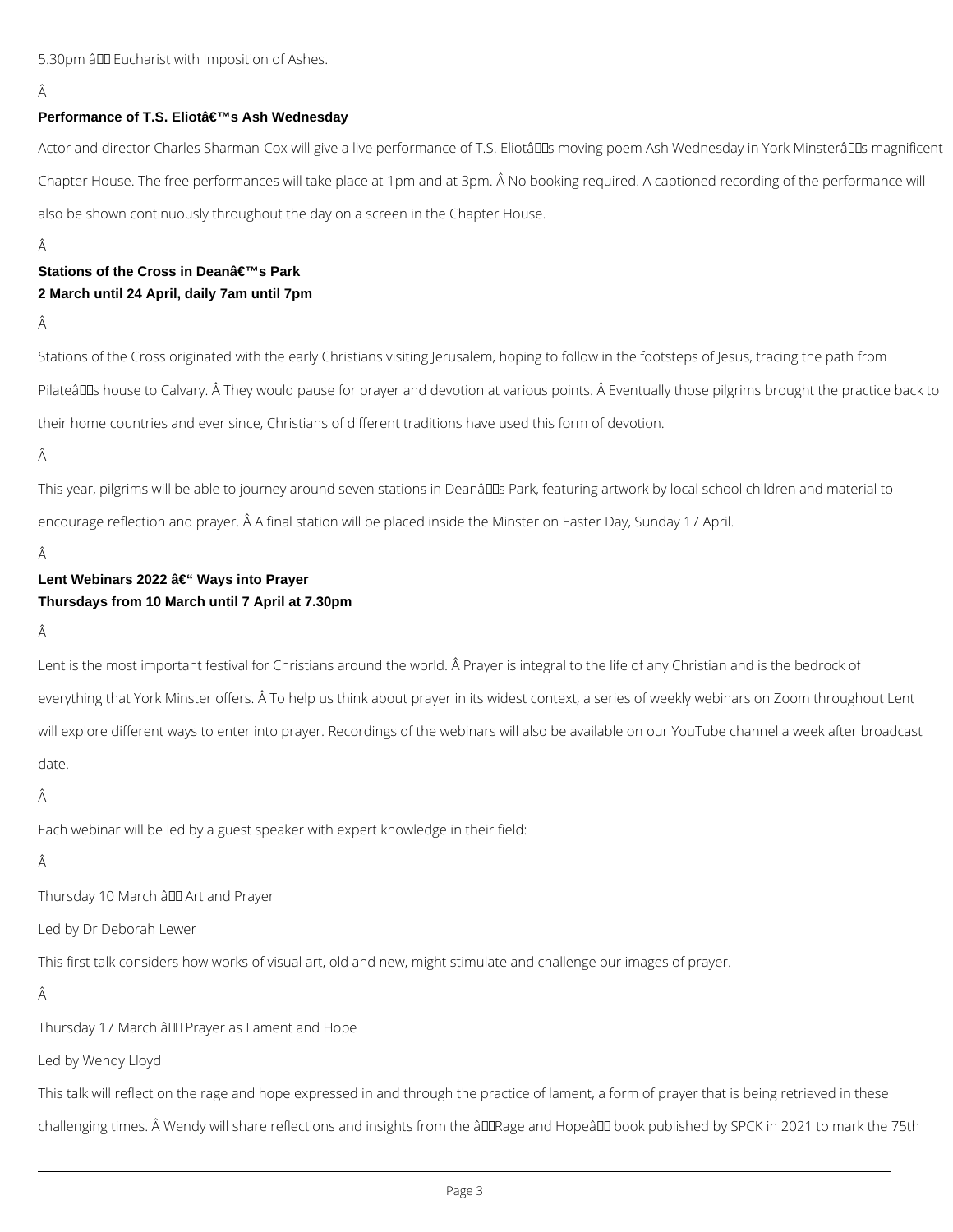5.30pm â Eucharist with Imposition of Ashes.

Â

**Performance of T.S. Eliotâ€™s Ash Wednesday**

Actor and director Charles Sharman-Cox will give a live performance of T.S. Eliotâs moving poem Ash Wednesday in York Minsterâs magnificent Chapter House. The free performances will take place at 1pm and at 3pm. Â No booking required. A captioned recording of the performance will also be shown continuously throughout the day on a screen in the Chapter House.

Â

**Stations of the Cross in Deanâ€™s Park**
**2 March until 24 April, daily 7am until 7pm**

Â

Stations of the Cross originated with the early Christians visiting Jerusalem, hoping to follow in the footsteps of Jesus, tracing the path from Pilateâs house to Calvary. Â They would pause for prayer and devotion at various points. Â Eventually those pilgrims brought the practice back to their home countries and ever since, Christians of different traditions have used this form of devotion.

Â

This year, pilgrims will be able to journey around seven stations in Deanâs Park, featuring artwork by local school children and material to encourage reflection and prayer. Â A final station will be placed inside the Minster on Easter Day, Sunday 17 April.

Â

**Lent Webinars 2022 â€“ Ways into Prayer**
**Thursdays from 10 March until 7 April at 7.30pm**

Â

Lent is the most important festival for Christians around the world. Â Prayer is integral to the life of any Christian and is the bedrock of everything that York Minster offers. Â To help us think about prayer in its widest context, a series of weekly webinars on Zoom throughout Lent will explore different ways to enter into prayer. Recordings of the webinars will also be available on our YouTube channel a week after broadcast date.

Â

Each webinar will be led by a guest speaker with expert knowledge in their field:

Â

Thursday 10 March â Art and Prayer

Led by Dr Deborah Lewer

This first talk considers how works of visual art, old and new, might stimulate and challenge our images of prayer.

Â

Thursday 17 March â Prayer as Lament and Hope

Led by Wendy Lloyd

This talk will reflect on the rage and hope expressed in and through the practice of lament, a form of prayer that is being retrieved in these challenging times. Â Wendy will share reflections and insights from the âRage and Hopeâ book published by SPCK in 2021 to mark the 75th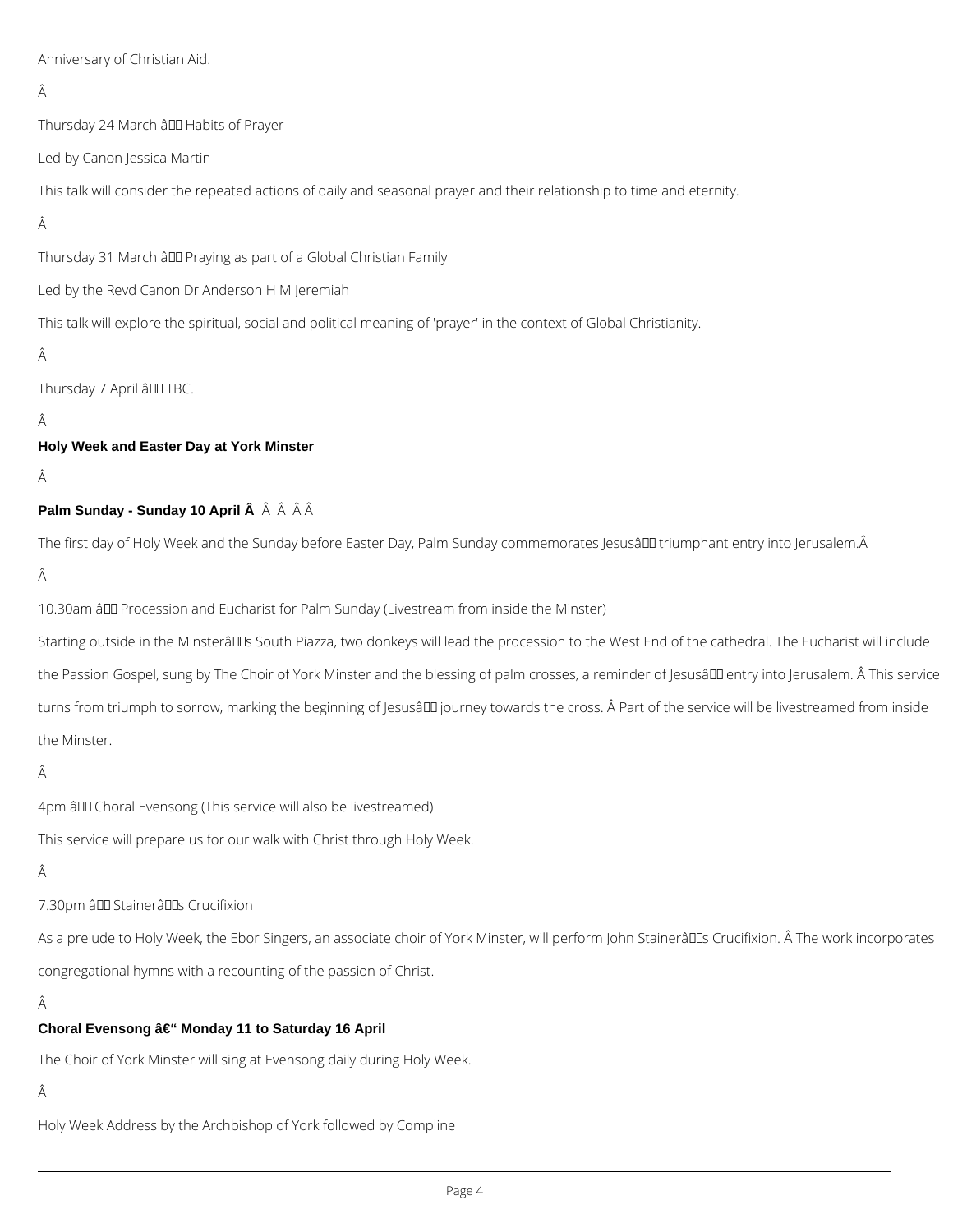Anniversary of Christian Aid.

Â

Thursday 24 March â Habits of Prayer

Led by Canon Jessica Martin

This talk will consider the repeated actions of daily and seasonal prayer and their relationship to time and eternity.

Â

Thursday 31 March â Praying as part of a Global Christian Family

Led by the Revd Canon Dr Anderson H M Jeremiah

This talk will explore the spiritual, social and political meaning of 'prayer' in the context of Global Christianity.

Â

Thursday 7 April â TBC.

Â

### Holy Week and Easter Day at York Minster

Â

### Palm Sunday - Sunday 10 April Â Â Â Â Â

The first day of Holy Week and the Sunday before Easter Day, Palm Sunday commemorates Jesusâ triumphant entry into Jerusalem.Â

Â

10.30am â Procession and Eucharist for Palm Sunday (Livestream from inside the Minster)

Starting outside in the Minsterâs South Piazza, two donkeys will lead the procession to the West End of the cathedral. The Eucharist will include the Passion Gospel, sung by The Choir of York Minster and the blessing of palm crosses, a reminder of Jesusâ entry into Jerusalem. Â This service turns from triumph to sorrow, marking the beginning of Jesusâ journey towards the cross. Â Part of the service will be livestreamed from inside the Minster.

Â

4pm â Choral Evensong (This service will also be livestreamed)

This service will prepare us for our walk with Christ through Holy Week.

Â

7.30pm â Stainerâs Crucifixion

As a prelude to Holy Week, the Ebor Singers, an associate choir of York Minster, will perform John Stainerâs Crucifixion. Â The work incorporates congregational hymns with a recounting of the passion of Christ.

Â

### Choral Evensong â€“ Monday 11 to Saturday 16 April

The Choir of York Minster will sing at Evensong daily during Holy Week.

Â

Holy Week Address by the Archbishop of York followed by Compline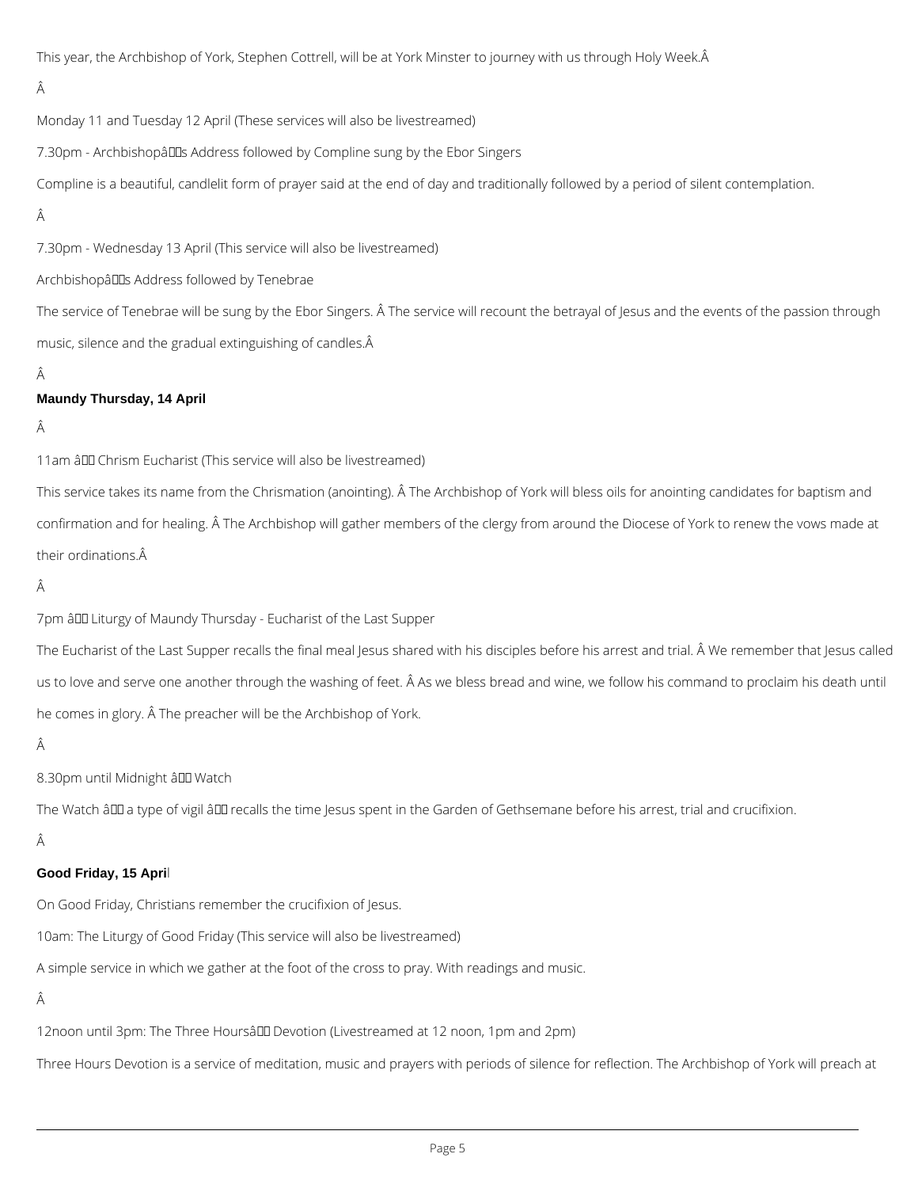This year, the Archbishop of York, Stephen Cottrell, will be at York Minster to journey with us through Holy Week.

Monday 11 and Tuesday 12 April (These services will also be livestreamed)

7.30pm - Archbishop's Address followed by Compline sung by the Ebor Singers

Compline is a beautiful, candlelit form of prayer said at the end of day and traditionally followed by a period of silent contemplation.

7.30pm - Wednesday 13 April (This service will also be livestreamed)

Archbishop's Address followed by Tenebrae

The service of Tenebrae will be sung by the Ebor Singers. The service will recount the betrayal of Jesus and the events of the passion through music, silence and the gradual extinguishing of candles.

**Maundy Thursday, 14 April**

11am – Chrism Eucharist (This service will also be livestreamed)

This service takes its name from the Chrismation (anointing). The Archbishop of York will bless oils for anointing candidates for baptism and confirmation and for healing. The Archbishop will gather members of the clergy from around the Diocese of York to renew the vows made at their ordinations.

7pm – Liturgy of Maundy Thursday - Eucharist of the Last Supper

The Eucharist of the Last Supper recalls the final meal Jesus shared with his disciples before his arrest and trial. We remember that Jesus called us to love and serve one another through the washing of feet. As we bless bread and wine, we follow his command to proclaim his death until he comes in glory. The preacher will be the Archbishop of York.

8.30pm until Midnight – Watch

The Watch – a type of vigil – recalls the time Jesus spent in the Garden of Gethsemane before his arrest, trial and crucifixion.

**Good Friday, 15 April**

On Good Friday, Christians remember the crucifixion of Jesus.

10am: The Liturgy of Good Friday (This service will also be livestreamed)

A simple service in which we gather at the foot of the cross to pray. With readings and music.

12noon until 3pm: The Three Hours' Devotion (Livestreamed at 12 noon, 1pm and 2pm)

Three Hours Devotion is a service of meditation, music and prayers with periods of silence for reflection. The Archbishop of York will preach at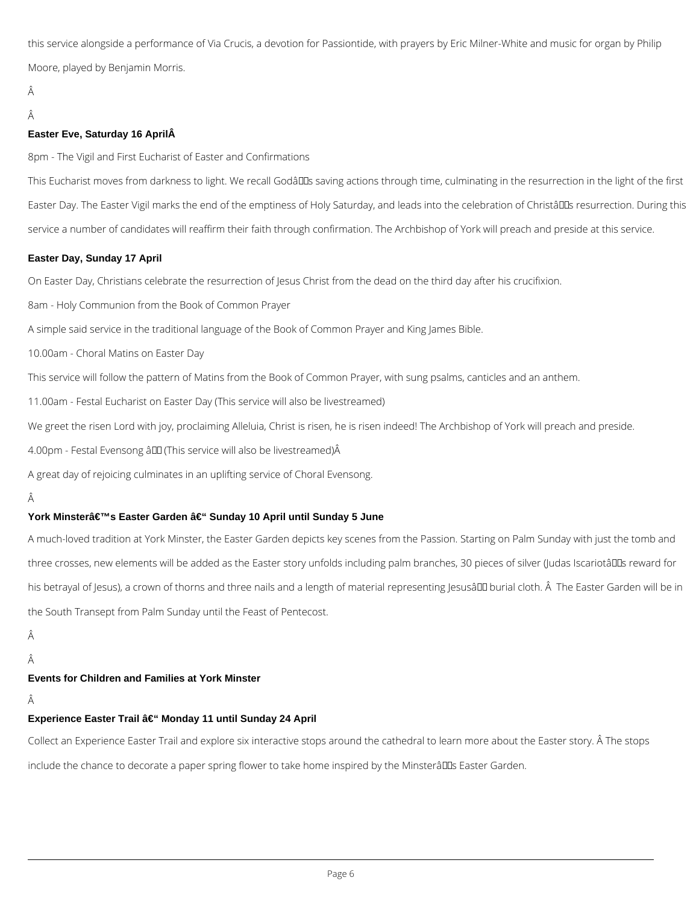this service alongside a performance of Via Crucis, a devotion for Passiontide, with prayers by Eric Milner-White and music for organ by Philip Moore, played by Benjamin Morris.

### Easter Eve, Saturday 16 April

8pm - The Vigil and First Eucharist of Easter and Confirmations

This Eucharist moves from darkness to light. We recall God's saving actions through time, culminating in the resurrection in the light of the first Easter Day. The Easter Vigil marks the end of the emptiness of Holy Saturday, and leads into the celebration of Christ's resurrection. During this service a number of candidates will reaffirm their faith through confirmation. The Archbishop of York will preach and preside at this service.

### Easter Day, Sunday 17 April

On Easter Day, Christians celebrate the resurrection of Jesus Christ from the dead on the third day after his crucifixion.

8am - Holy Communion from the Book of Common Prayer

A simple said service in the traditional language of the Book of Common Prayer and King James Bible.

10.00am - Choral Matins on Easter Day

This service will follow the pattern of Matins from the Book of Common Prayer, with sung psalms, canticles and an anthem.

11.00am - Festal Eucharist on Easter Day (This service will also be livestreamed)

We greet the risen Lord with joy, proclaiming Alleluia, Christ is risen, he is risen indeed! The Archbishop of York will preach and preside.

4.00pm - Festal Evensong – (This service will also be livestreamed)

A great day of rejoicing culminates in an uplifting service of Choral Evensong.

### York Minster's Easter Garden – Sunday 10 April until Sunday 5 June

A much-loved tradition at York Minster, the Easter Garden depicts key scenes from the Passion. Starting on Palm Sunday with just the tomb and three crosses, new elements will be added as the Easter story unfolds including palm branches, 30 pieces of silver (Judas Iscariot's reward for his betrayal of Jesus), a crown of thorns and three nails and a length of material representing Jesus' burial cloth. The Easter Garden will be in the South Transept from Palm Sunday until the Feast of Pentecost.

### Events for Children and Families at York Minster

### Experience Easter Trail – Monday 11 until Sunday 24 April

Collect an Experience Easter Trail and explore six interactive stops around the cathedral to learn more about the Easter story. The stops include the chance to decorate a paper spring flower to take home inspired by the Minster's Easter Garden.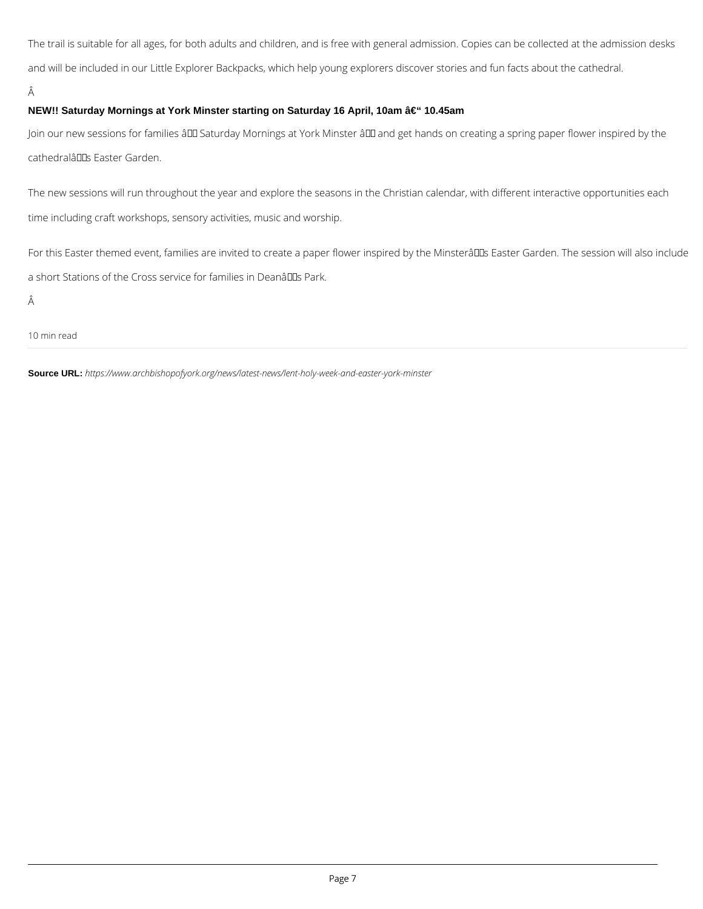The trail is suitable for all ages, for both adults and children, and is free with general admission. Copies can be collected at the admission desks and will be included in our Little Explorer Backpacks, which help young explorers discover stories and fun facts about the cathedral.

Â

**NEW!! Saturday Mornings at York Minster starting on Saturday 16 April, 10am â€“ 10.45am**

Join our new sessions for families â Saturday Mornings at York Minster â and get hands on creating a spring paper flower inspired by the cathedralâs Easter Garden.

The new sessions will run throughout the year and explore the seasons in the Christian calendar, with different interactive opportunities each time including craft workshops, sensory activities, music and worship.

For this Easter themed event, families are invited to create a paper flower inspired by the Minsterâs Easter Garden. The session will also include a short Stations of the Cross service for families in Deanâs Park.

Â

10 min read

---

**Source URL:** *https://www.archbishopofyork.org/news/latest-news/lent-holy-week-and-easter-york-minster*